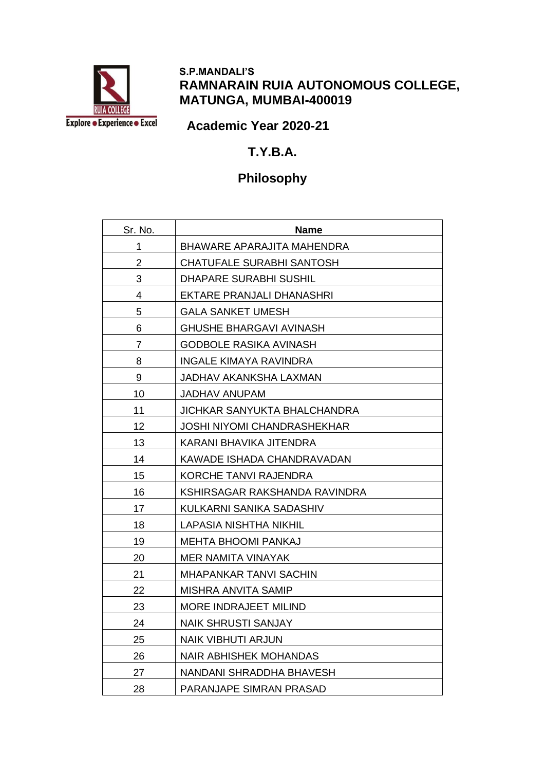**S.P.MANDALI'S**

# RAMNARAIN RUIA AUTONOMOUS COLLEGE, MATUNGA, MUMBAI-400019

## Academic Year 2020-21

## T.Y.B.A.

## Philosophy

| Sr. No. | Name |
|---|---|
| 1 | BHAWARE APARAJITA MAHENDRA |
| 2 | CHATUFALE SURABHI SANTOSH |
| 3 | DHAPARE SURABHI SUSHIL |
| 4 | EKTARE PRANJALI DHANASHRI |
| 5 | GALA SANKET UMESH |
| 6 | GHUSHE BHARGAVI AVINASH |
| 7 | GODBOLE RASIKA AVINASH |
| 8 | INGALE KIMAYA RAVINDRA |
| 9 | JADHAV AKANKSHA LAXMAN |
| 10 | JADHAV ANUPAM |
| 11 | JICHKAR SANYUKTA BHALCHANDRA |
| 12 | JOSHI NIYOMI CHANDRASHEKHAR |
| 13 | KARANI BHAVIKA JITENDRA |
| 14 | KAWADE ISHADA CHANDRAVADAN |
| 15 | KORCHE TANVI RAJENDRA |
| 16 | KSHIRSAGAR RAKSHANDA RAVINDRA |
| 17 | KULKARNI SANIKA SADASHIV |
| 18 | LAPASIA NISHTHA NIKHIL |
| 19 | MEHTA BHOOMI PANKAJ |
| 20 | MER NAMITA VINAYAK |
| 21 | MHAPANKAR TANVI SACHIN |
| 22 | MISHRA ANVITA SAMIP |
| 23 | MORE INDRAJEET MILIND |
| 24 | NAIK SHRUSTI SANJAY |
| 25 | NAIK VIBHUTI ARJUN |
| 26 | NAIR ABHISHEK MOHANDAS |
| 27 | NANDANI SHRADDHA BHAVESH |
| 28 | PARANJAPE SIMRAN PRASAD |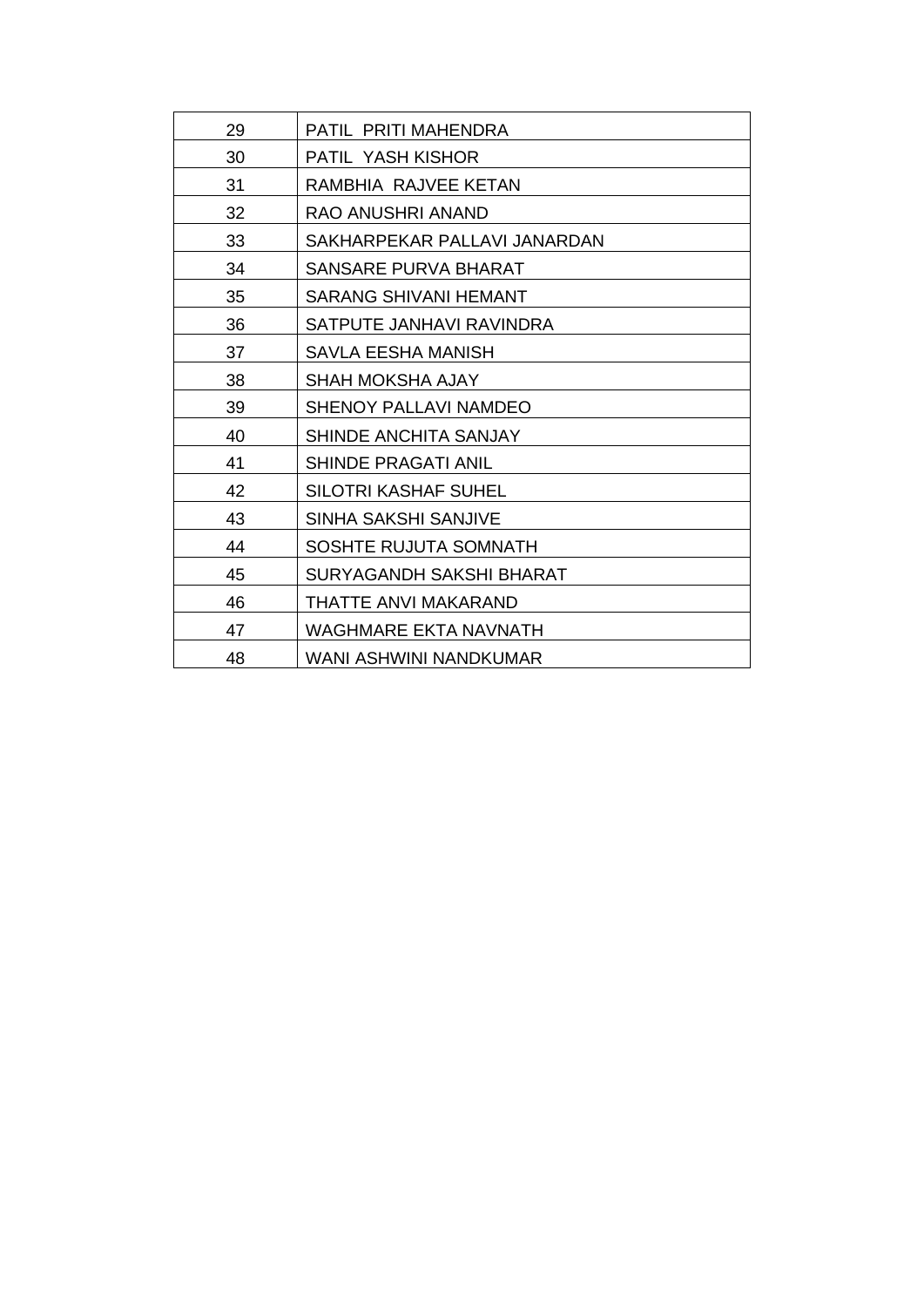| | |
|---|---|
| 29 | PATIL  PRITI MAHENDRA |
| 30 | PATIL  YASH KISHOR |
| 31 | RAMBHIA  RAJVEE KETAN |
| 32 | RAO ANUSHRI ANAND |
| 33 | SAKHARPEKAR PALLAVI JANARDAN |
| 34 | SANSARE PURVA BHARAT |
| 35 | SARANG SHIVANI HEMANT |
| 36 | SATPUTE JANHAVI RAVINDRA |
| 37 | SAVLA EESHA MANISH |
| 38 | SHAH MOKSHA AJAY |
| 39 | SHENOY PALLAVI NAMDEO |
| 40 | SHINDE ANCHITA SANJAY |
| 41 | SHINDE PRAGATI ANIL |
| 42 | SILOTRI KASHAF SUHEL |
| 43 | SINHA SAKSHI SANJIVE |
| 44 | SOSHTE RUJUTA SOMNATH |
| 45 | SURYAGANDH SAKSHI BHARAT |
| 46 | THATTE ANVI MAKARAND |
| 47 | WAGHMARE EKTA NAVNATH |
| 48 | WANI ASHWINI NANDKUMAR |